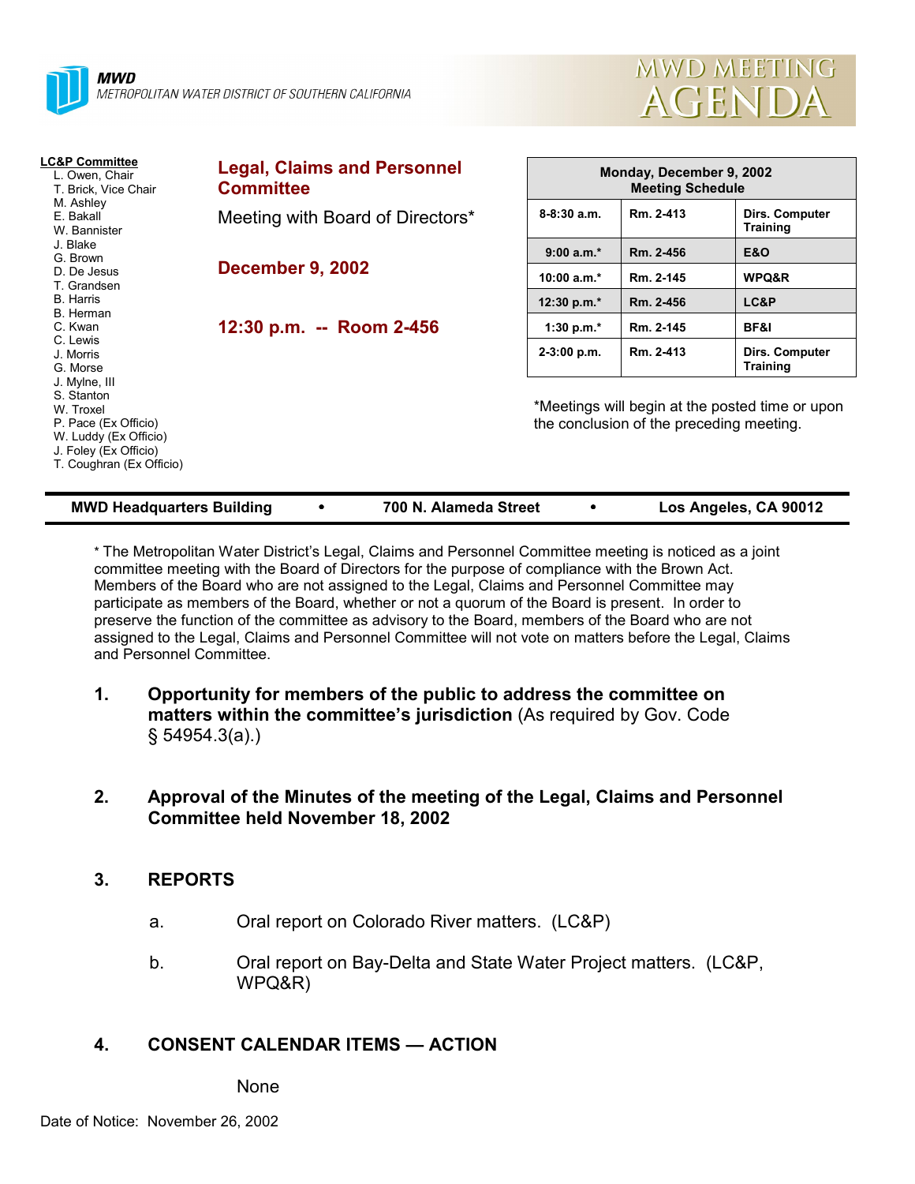**MWD**
*METROPOLITAN WATER DISTRICT OF SOUTHERN CALIFORNIA*

# MWD MEETING AGENDA

**LC&P Committee**
- L. Owen, Chair
- T. Brick, Vice Chair
- M. Ashley
- E. Bakall
- W. Bannister
- J. Blake
- G. Brown
- D. De Jesus
- T. Grandsen
- B. Harris
- B. Herman
- C. Kwan
- C. Lewis
- J. Morris
- G. Morse
- J. Mylne, III
- S. Stanton
- W. Troxel
- P. Pace (Ex Officio)
- W. Luddy (Ex Officio)
- J. Foley (Ex Officio)
- T. Coughran (Ex Officio)

## Legal, Claims and Personnel Committee

Meeting with Board of Directors*

**December 9, 2002**

**12:30 p.m. -- Room 2-456**

| Monday, December 9, 2002 Meeting Schedule | | |
|---|---|---|
| 8-8:30 a.m. | Rm. 2-413 | Dirs. Computer Training |
| 9:00 a.m.* | Rm. 2-456 | E&O |
| 10:00 a.m.* | Rm. 2-145 | WPQ&R |
| 12:30 p.m.* | Rm. 2-456 | LC&P |
| 1:30 p.m.* | Rm. 2-145 | BF&I |
| 2-3:00 p.m. | Rm. 2-413 | Dirs. Computer Training |

*Meetings will begin at the posted time or upon the conclusion of the preceding meeting.

**MWD Headquarters Building • 700 N. Alameda Street • Los Angeles, CA 90012**

* The Metropolitan Water District's Legal, Claims and Personnel Committee meeting is noticed as a joint committee meeting with the Board of Directors for the purpose of compliance with the Brown Act. Members of the Board who are not assigned to the Legal, Claims and Personnel Committee may participate as members of the Board, whether or not a quorum of the Board is present. In order to preserve the function of the committee as advisory to the Board, members of the Board who are not assigned to the Legal, Claims and Personnel Committee will not vote on matters before the Legal, Claims and Personnel Committee.

1. **Opportunity for members of the public to address the committee on matters within the committee's jurisdiction** (As required by Gov. Code § 54954.3(a).)

2. **Approval of the Minutes of the meeting of the Legal, Claims and Personnel Committee held November 18, 2002**

3. **REPORTS**

   a. Oral report on Colorado River matters. (LC&P)

   b. Oral report on Bay-Delta and State Water Project matters. (LC&P, WPQ&R)

4. **CONSENT CALENDAR ITEMS — ACTION**

   None

Date of Notice: November 26, 2002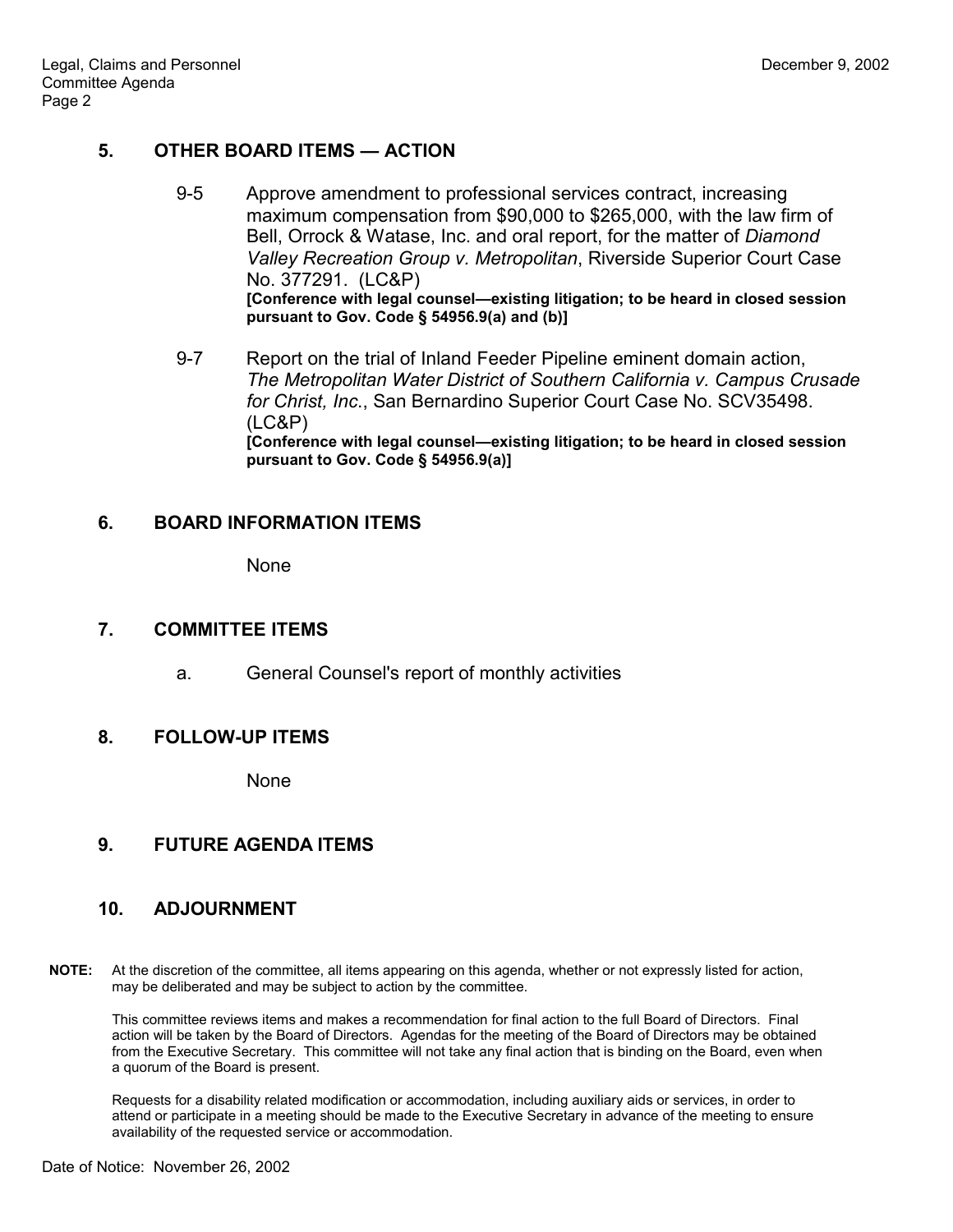## 5. OTHER BOARD ITEMS — ACTION

9-5 Approve amendment to professional services contract, increasing maximum compensation from $90,000 to $265,000, with the law firm of Bell, Orrock & Watase, Inc. and oral report, for the matter of *Diamond Valley Recreation Group v. Metropolitan*, Riverside Superior Court Case No. 377291. (LC&P)
**[Conference with legal counsel—existing litigation; to be heard in closed session pursuant to Gov. Code § 54956.9(a) and (b)]**

9-7 Report on the trial of Inland Feeder Pipeline eminent domain action, *The Metropolitan Water District of Southern California v. Campus Crusade for Christ, Inc.*, San Bernardino Superior Court Case No. SCV35498. (LC&P)
**[Conference with legal counsel—existing litigation; to be heard in closed session pursuant to Gov. Code § 54956.9(a)]**

## 6. BOARD INFORMATION ITEMS

None

## 7. COMMITTEE ITEMS

a. General Counsel's report of monthly activities

## 8. FOLLOW-UP ITEMS

None

## 9. FUTURE AGENDA ITEMS

## 10. ADJOURNMENT

**NOTE:** At the discretion of the committee, all items appearing on this agenda, whether or not expressly listed for action, may be deliberated and may be subject to action by the committee.

This committee reviews items and makes a recommendation for final action to the full Board of Directors. Final action will be taken by the Board of Directors. Agendas for the meeting of the Board of Directors may be obtained from the Executive Secretary. This committee will not take any final action that is binding on the Board, even when a quorum of the Board is present.

Requests for a disability related modification or accommodation, including auxiliary aids or services, in order to attend or participate in a meeting should be made to the Executive Secretary in advance of the meeting to ensure availability of the requested service or accommodation.

Date of Notice: November 26, 2002